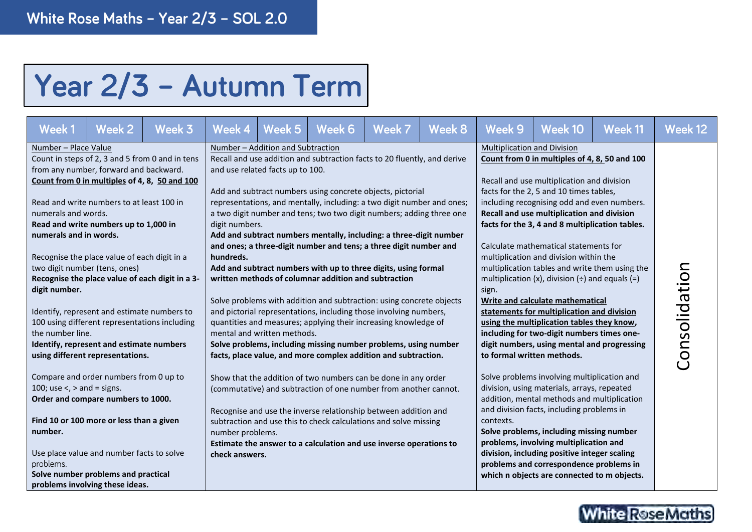# White Rose Maths – Year 2/3 – SOL 2.0

## Year 2/3 – Autumn Term

| Week 1 | Week 2 | Week 3 | Week 4 | Week 5 | Week 6 | Week 7 | Week 8 | Week 9 | Week 10 | Week 11 | Week 12 |
|---|---|---|---|---|---|---|---|---|---|---|---|
| Number – Place Value<br>Count in steps of 2, 3 and 5 from 0 and in tens from any number, forward and backward.<br>**Count from 0 in multiples of 4, 8, 50 and 100**<br><br>Read and write numbers to at least 100 in numerals and words.<br>**Read and write numbers up to 1,000 in numerals and in words.**<br><br>Recognise the place value of each digit in a two digit number (tens, ones)<br>**Recognise the place value of each digit in a 3-digit number.**<br><br>Identify, represent and estimate numbers to 100 using different representations including the number line.<br>**Identify, represent and estimate numbers using different representations.**<br><br>Compare and order numbers from 0 up to 100; use <, > and = signs.<br>**Order and compare numbers to 1000.**<br><br>**Find 10 or 100 more or less than a given number.**<br><br>Use place value and number facts to solve problems.<br>**Solve number problems and practical problems involving these ideas.** | | | Number – Addition and Subtraction<br>Recall and use addition and subtraction facts to 20 fluently, and derive and use related facts up to 100.<br><br>Add and subtract numbers using concrete objects, pictorial representations, and mentally, including: a two digit number and ones; a two digit number and tens; two two digit numbers; adding three one digit numbers.<br>**Add and subtract numbers mentally, including: a three-digit number and ones; a three-digit number and tens; a three digit number and hundreds.**<br>**Add and subtract numbers with up to three digits, using formal written methods of columnar addition and subtraction**<br><br>Solve problems with addition and subtraction: using concrete objects and pictorial representations, including those involving numbers, quantities and measures; applying their increasing knowledge of mental and written methods.<br>**Solve problems, including missing number problems, using number facts, place value, and more complex addition and subtraction.**<br><br>Show that the addition of two numbers can be done in any order (commutative) and subtraction of one number from another cannot.<br><br>Recognise and use the inverse relationship between addition and subtraction and use this to check calculations and solve missing number problems.<br>**Estimate the answer to a calculation and use inverse operations to check answers.** | | | | | Multiplication and Division<br>**Count from 0 in multiples of 4, 8, 50 and 100**<br><br>Recall and use multiplication and division facts for the 2, 5 and 10 times tables, including recognising odd and even numbers.<br>**Recall and use multiplication and division facts for the 3, 4 and 8 multiplication tables.**<br><br>Calculate mathematical statements for multiplication and division within the multiplication tables and write them using the multiplication (x), division (÷) and equals (=) sign.<br>**Write and calculate mathematical statements for multiplication and division using the multiplication tables they know, including for two-digit numbers times one-digit numbers, using mental and progressing to formal written methods.**<br><br>Solve problems involving multiplication and division, using materials, arrays, repeated addition, mental methods and multiplication and division facts, including problems in contexts.<br>**Solve problems, including missing number problems, involving multiplication and division, including positive integer scaling problems and correspondence problems in which n objects are connected to m objects.** | | | Consolidation |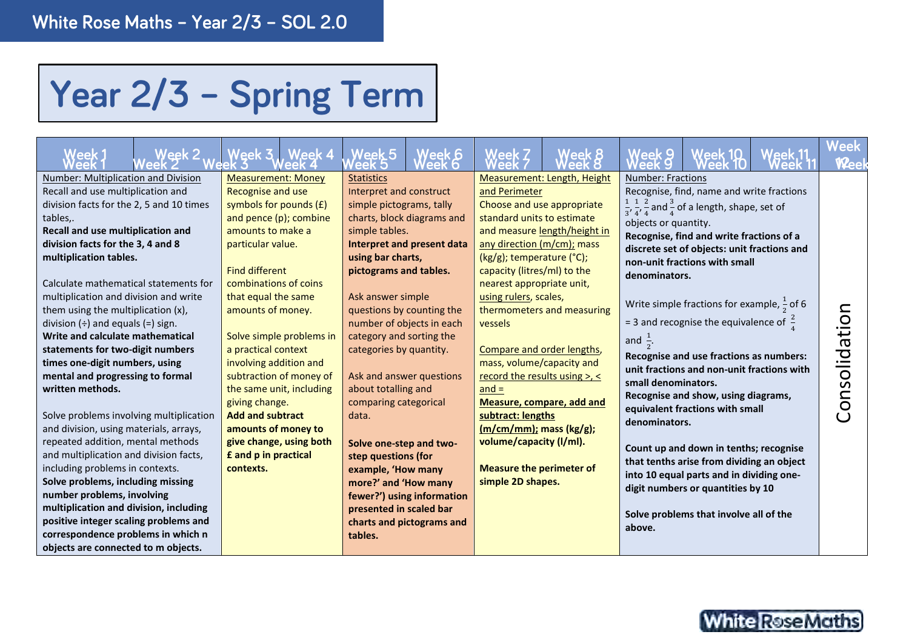White Rose Maths – Year 2/3 – SOL 2.0

# Year 2/3 – Spring Term

| Week 1 | Week 2 | Week 3 | Week 4 | Week 5 | Week 6 | Week 7 | Week 8 | Week 9 | Week 10 | Week 11 | Week 12 |
|---|---|---|---|---|---|---|---|---|---|---|---|
| Number: Multiplication and Division<br>Recall and use multiplication and division facts for the 2, 5 and 10 times tables,.<br>**Recall and use multiplication and division facts for the 3, 4 and 8 multiplication tables.**<br><br>Calculate mathematical statements for multiplication and division and write them using the multiplication (x), division (÷) and equals (=) sign.<br>**Write and calculate mathematical statements for two-digit numbers times one-digit numbers, using mental and progressing to formal written methods.**<br><br>Solve problems involving multiplication and division, using materials, arrays, repeated addition, mental methods and multiplication and division facts, including problems in contexts.<br>**Solve problems, including missing number problems, involving multiplication and division, including positive integer scaling problems and correspondence problems in which n objects are connected to m objects.** | | Measurement: Money<br>Recognise and use symbols for pounds (£) and pence (p); combine amounts to make a particular value.<br><br>Find different combinations of coins that equal the same amounts of money.<br><br>Solve simple problems in a practical context involving addition and subtraction of money of the same unit, including giving change.<br>**Add and subtract amounts of money to give change, using both £ and p in practical contexts.** | | Statistics<br>Interpret and construct simple pictograms, tally charts, block diagrams and simple tables.<br>**Interpret and present data using bar charts, pictograms and tables.**<br><br>Ask answer simple questions by counting the number of objects in each category and sorting the categories by quantity.<br><br>Ask and answer questions about totalling and comparing categorical data.<br><br>**Solve one-step and two-step questions (for example, 'How many more?' and 'How many fewer?') using information presented in scaled bar charts and pictograms and tables.** | | Measurement: Length, Height and Perimeter<br>Choose and use appropriate standard units to estimate and measure length/height in any direction (m/cm); mass (kg/g); temperature (°C); capacity (litres/ml) to the nearest appropriate unit, using rulers, scales, thermometers and measuring vessels<br><br>Compare and order lengths, mass, volume/capacity and record the results using >, < and =<br>**Measure, compare, add and subtract: lengths (m/cm/mm); mass (kg/g); volume/capacity (l/ml).**<br><br>**Measure the perimeter of simple 2D shapes.** | | Number: Fractions<br>Recognise, find, name and write fractions $\frac{1}{3}$, $\frac{1}{4}$, $\frac{2}{4}$ and $\frac{3}{4}$ of a length, shape, set of objects or quantity.<br>**Recognise, find and write fractions of a discrete set of objects: unit fractions and non-unit fractions with small denominators.**<br><br>Write simple fractions for example, $\frac{1}{2}$ of 6 = 3 and recognise the equivalence of $\frac{2}{4}$ and $\frac{1}{2}$.<br>**Recognise and use fractions as numbers: unit fractions and non-unit fractions with small denominators.**<br>**Recognise and show, using diagrams, equivalent fractions with small denominators.**<br><br>**Count up and down in tenths; recognise that tenths arise from dividing an object into 10 equal parts and in dividing one-digit numbers or quantities by 10**<br><br>**Solve problems that involve all of the above.** | | | Consolidation |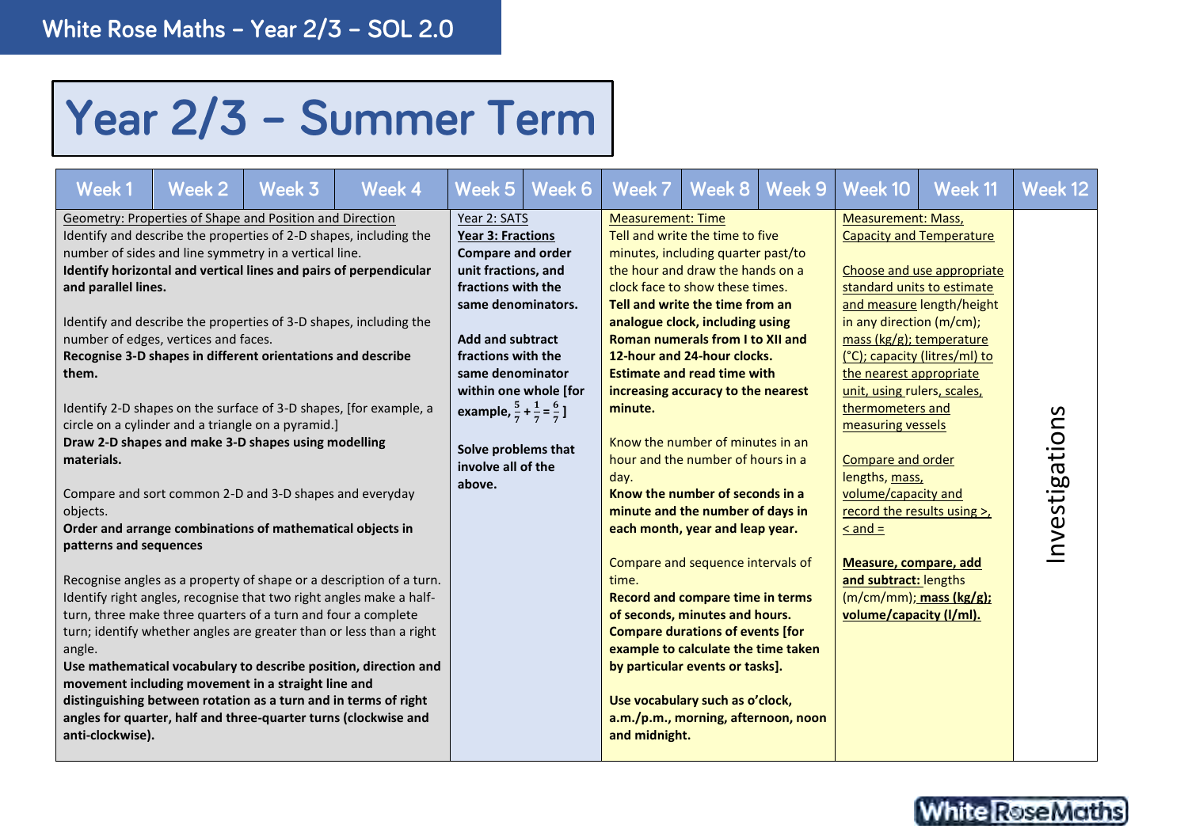White Rose Maths – Year 2/3 – SOL 2.0

# Year 2/3 – Summer Term

| Week 1 | Week 2 | Week 3 | Week 4 | Week 5 | Week 6 | Week 7 | Week 8 | Week 9 | Week 10 | Week 11 | Week 12 |
|---|---|---|---|---|---|---|---|---|---|---|---|
| Geometry: Properties of Shape and Position and Direction<br>Identify and describe the properties of 2-D shapes, including the number of sides and line symmetry in a vertical line.<br>**Identify horizontal and vertical lines and pairs of perpendicular and parallel lines.**<br><br>Identify and describe the properties of 3-D shapes, including the number of edges, vertices and faces.<br>**Recognise 3-D shapes in different orientations and describe them.**<br><br>Identify 2-D shapes on the surface of 3-D shapes, [for example, a circle on a cylinder and a triangle on a pyramid.]<br>**Draw 2-D shapes and make 3-D shapes using modelling materials.**<br><br>Compare and sort common 2-D and 3-D shapes and everyday objects.<br>**Order and arrange combinations of mathematical objects in patterns and sequences**<br><br>Recognise angles as a property of shape or a description of a turn. Identify right angles, recognise that two right angles make a half-turn, three make three quarters of a turn and four a complete turn; identify whether angles are greater than or less than a right angle.<br>**Use mathematical vocabulary to describe position, direction and movement including movement in a straight line and distinguishing between rotation as a turn and in terms of right angles for quarter, half and three-quarter turns (clockwise and anti-clockwise).** | | | | Year 2: SATS<br>**Year 3: Fractions**<br>**Compare and order unit fractions, and fractions with the same denominators.**<br><br>**Add and subtract fractions with the same denominator within one whole [for example, $\frac{5}{7} + \frac{1}{7} = \frac{6}{7}$]**<br><br>**Solve problems that involve all of the above.** | | Measurement: Time<br>Tell and write the time to five minutes, including quarter past/to the hour and draw the hands on a clock face to show these times.<br>**Tell and write the time from an analogue clock, including using Roman numerals from I to XII and 12-hour and 24-hour clocks.**<br>**Estimate and read time with increasing accuracy to the nearest minute.**<br><br>Know the number of minutes in an hour and the number of hours in a day.<br>**Know the number of seconds in a minute and the number of days in each month, year and leap year.**<br><br>Compare and sequence intervals of time.<br>**Record and compare time in terms of seconds, minutes and hours.**<br>**Compare durations of events [for example to calculate the time taken by particular events or tasks].**<br><br>**Use vocabulary such as o'clock, a.m./p.m., morning, afternoon, noon and midnight.** | | | Measurement: Mass, Capacity and Temperature<br><br>Choose and use appropriate standard units to estimate and measure length/height in any direction (m/cm); mass (kg/g); temperature (°C); capacity (litres/ml) to the nearest appropriate unit, using rulers, scales, thermometers and measuring vessels<br><br>Compare and order lengths, mass, volume/capacity and record the results using >, < and =<br><br>**Measure, compare, add and subtract:** lengths (m/cm/mm); **mass (kg/g); volume/capacity (l/ml).** | | Investigations |